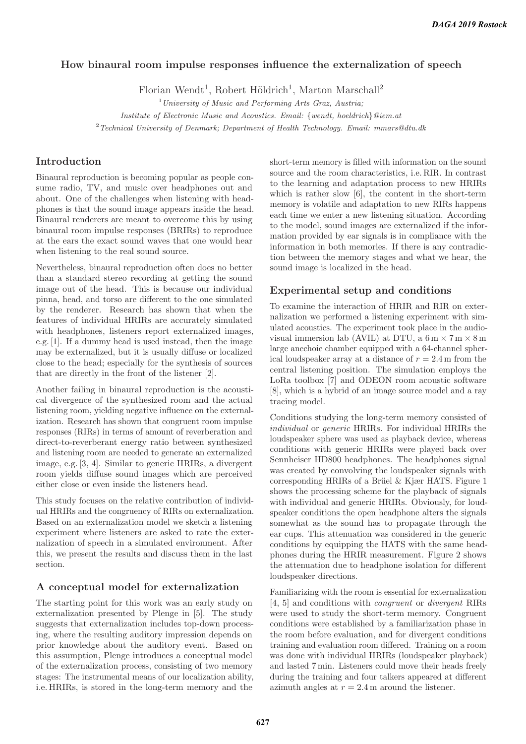# How binaural room impulse responses influence the externalization of speech

Florian Wendt[1], Robert Höldrich[1], Marton Marschall[2]

[1] *University of Music and Performing Arts Graz, Austria; Institute of Electronic Music and Acoustics. Email: {wendt, hoeldrich}@iem.at*

[2] *Technical University of Denmark; Department of Health Technology. Email: mmars@dtu.dk*

## Introduction

Binaural reproduction is becoming popular as people consume radio, TV, and music over headphones out and about. One of the challenges when listening with headphones is that the sound image appears inside the head. Binaural renderers are meant to overcome this by using binaural room impulse responses (BRIRs) to reproduce at the ears the exact sound waves that one would hear when listening to the real sound source.

Nevertheless, binaural reproduction often does no better than a standard stereo recording at getting the sound image out of the head. This is because our individual pinna, head, and torso are different to the one simulated by the renderer. Research has shown that when the features of individual HRIRs are accurately simulated with headphones, listeners report externalized images, e.g. [1]. If a dummy head is used instead, then the image may be externalized, but it is usually diffuse or localized close to the head; especially for the synthesis of sources that are directly in the front of the listener [2].

Another failing in binaural reproduction is the acoustical divergence of the synthesized room and the actual listening room, yielding negative influence on the externalization. Research has shown that congruent room impulse responses (RIRs) in terms of amount of reverberation and direct-to-reverberant energy ratio between synthesized and listening room are needed to generate an externalized image, e.g. [3, 4]. Similar to generic HRIRs, a divergent room yields diffuse sound images which are perceived either close or even inside the listeners head.

This study focuses on the relative contribution of individual HRIRs and the congruency of RIRs on externalization. Based on an externalization model we sketch a listening experiment where listeners are asked to rate the externalization of speech in a simulated environment. After this, we present the results and discuss them in the last section.

## A conceptual model for externalization

The starting point for this work was an early study on externalization presented by Plenge in [5]. The study suggests that externalization includes top-down processing, where the resulting auditory impression depends on prior knowledge about the auditory event. Based on this assumption, Plenge introduces a conceptual model of the externalization process, consisting of two memory stages: The instrumental means of our localization ability, i.e. HRIRs, is stored in the long-term memory and the short-term memory is filled with information on the sound source and the room characteristics, i.e. RIR. In contrast to the learning and adaptation process to new HRIRs which is rather slow [6], the content in the short-term memory is volatile and adaptation to new RIRs happens each time we enter a new listening situation. According to the model, sound images are externalized if the information provided by ear signals is in compliance with the information in both memories. If there is any contradiction between the memory stages and what we hear, the sound image is localized in the head.

## Experimental setup and conditions

To examine the interaction of HRIR and RIR on externalization we performed a listening experiment with simulated acoustics. The experiment took place in the audiovisual immersion lab (AVIL) at DTU, a $6\,\mathrm{m} \times 7\,\mathrm{m} \times 8\,\mathrm{m}$ large anechoic chamber equipped with a 64-channel spherical loudspeaker array at a distance of $r = 2.4\,\mathrm{m}$ from the central listening position. The simulation employs the LoRa toolbox [7] and ODEON room acoustic software [8], which is a hybrid of an image source model and a ray tracing model.

Conditions studying the long-term memory consisted of *individual* or *generic* HRIRs. For individual HRIRs the loudspeaker sphere was used as playback device, whereas conditions with generic HRIRs were played back over Sennheiser HD800 headphones. The headphones signal was created by convolving the loudspeaker signals with corresponding HRIRs of a Brüel & Kjær HATS. Figure 1 shows the processing scheme for the playback of signals with individual and generic HRIRs. Obviously, for loudspeaker conditions the open headphone alters the signals somewhat as the sound has to propagate through the ear cups. This attenuation was considered in the generic conditions by equipping the HATS with the same headphones during the HRIR measurement. Figure 2 shows the attenuation due to headphone isolation for different loudspeaker directions.

Familiarizing with the room is essential for externalization [4, 5] and conditions with *congruent* or *divergent* RIRs were used to study the short-term memory. Congruent conditions were established by a familiarization phase in the room before evaluation, and for divergent conditions training and evaluation room differed. Training on a room was done with individual HRIRs (loudspeaker playback) and lasted 7 min. Listeners could move their heads freely during the training and four talkers appeared at different azimuth angles at $r = 2.4\,\mathrm{m}$ around the listener.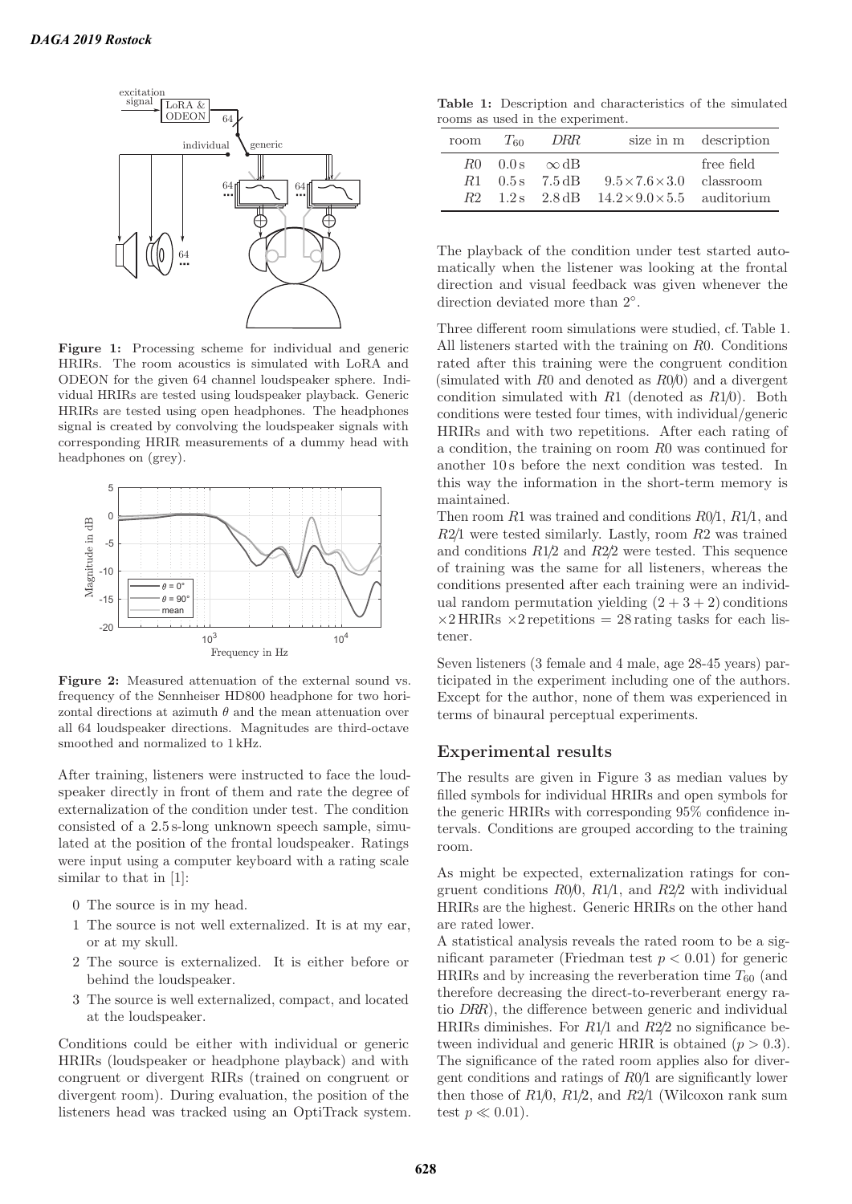**Figure 1:** Processing scheme for individual and generic HRIRs. The room acoustics is simulated with LoRA and ODEON for the given 64 channel loudspeaker sphere. Individual HRIRs are tested using loudspeaker playback. Generic HRIRs are tested using open headphones. The headphones signal is created by convolving the loudspeaker signals with corresponding HRIR measurements of a dummy head with headphones on (grey).

**Figure 2:** Measured attenuation of the external sound vs. frequency of the Sennheiser HD800 headphone for two horizontal directions at azimuth $\theta$ and the mean attenuation over all 64 loudspeaker directions. Magnitudes are third-octave smoothed and normalized to 1 kHz.

After training, listeners were instructed to face the loudspeaker directly in front of them and rate the degree of externalization of the condition under test. The condition consisted of a 2.5 s-long unknown speech sample, simulated at the position of the frontal loudspeaker. Ratings were input using a computer keyboard with a rating scale similar to that in [1]:

0 The source is in my head.

1 The source is not well externalized. It is at my ear, or at my skull.

2 The source is externalized. It is either before or behind the loudspeaker.

3 The source is well externalized, compact, and located at the loudspeaker.

Conditions could be either with individual or generic HRIRs (loudspeaker or headphone playback) and with congruent or divergent RIRs (trained on congruent or divergent room). During evaluation, the position of the listeners head was tracked using an OptiTrack system.

**Table 1:** Description and characteristics of the simulated rooms as used in the experiment.

| room | $T_{60}$ | *DRR* | size in m | description |
|---|---|---|---|---|
| $R0$ | 0.0 s | $\infty$ dB | | free field |
| $R1$ | 0.5 s | 7.5 dB | $9.5\times7.6\times3.0$ | classroom |
| $R2$ | 1.2 s | 2.8 dB | $14.2\times9.0\times5.5$ | auditorium |

The playback of the condition under test started automatically when the listener was looking at the frontal direction and visual feedback was given whenever the direction deviated more than 2°.

Three different room simulations were studied, cf. Table 1. All listeners started with the training on $R0$. Conditions rated after this training were the congruent condition (simulated with $R0$ and denoted as $R0/0$) and a divergent condition simulated with $R1$ (denoted as $R1/0$). Both conditions were tested four times, with individual/generic HRIRs and with two repetitions. After each rating of a condition, the training on room $R0$ was continued for another 10 s before the next condition was tested. In this way the information in the short-term memory is maintained.

Then room $R1$ was trained and conditions $R0/1$, $R1/1$, and $R2/1$ were tested similarly. Lastly, room $R2$ was trained and conditions $R1/2$ and $R2/2$ were tested. This sequence of training was the same for all listeners, whereas the conditions presented after each training were an individual random permutation yielding $(2 + 3 + 2)$ conditions $\times 2$ HRIRs $\times 2$ repetitions $= 28$ rating tasks for each listener.

Seven listeners (3 female and 4 male, age 28-45 years) participated in the experiment including one of the authors. Except for the author, none of them was experienced in terms of binaural perceptual experiments.

## Experimental results

The results are given in Figure 3 as median values by filled symbols for individual HRIRs and open symbols for the generic HRIRs with corresponding 95% confidence intervals. Conditions are grouped according to the training room.

As might be expected, externalization ratings for congruent conditions $R0/0$, $R1/1$, and $R2/2$ with individual HRIRs are the highest. Generic HRIRs on the other hand are rated lower.

A statistical analysis reveals the rated room to be a significant parameter (Friedman test $p < 0.01$) for generic HRIRs and by increasing the reverberation time $T_{60}$ (and therefore decreasing the direct-to-reverberant energy ratio *DRR*), the difference between generic and individual HRIRs diminishes. For $R1/1$ and $R2/2$ no significance between individual and generic HRIR is obtained ($p > 0.3$). The significance of the rated room applies also for divergent conditions and ratings of $R0/1$ are significantly lower then those of $R1/0$, $R1/2$, and $R2/1$ (Wilcoxon rank sum test $p \ll 0.01$).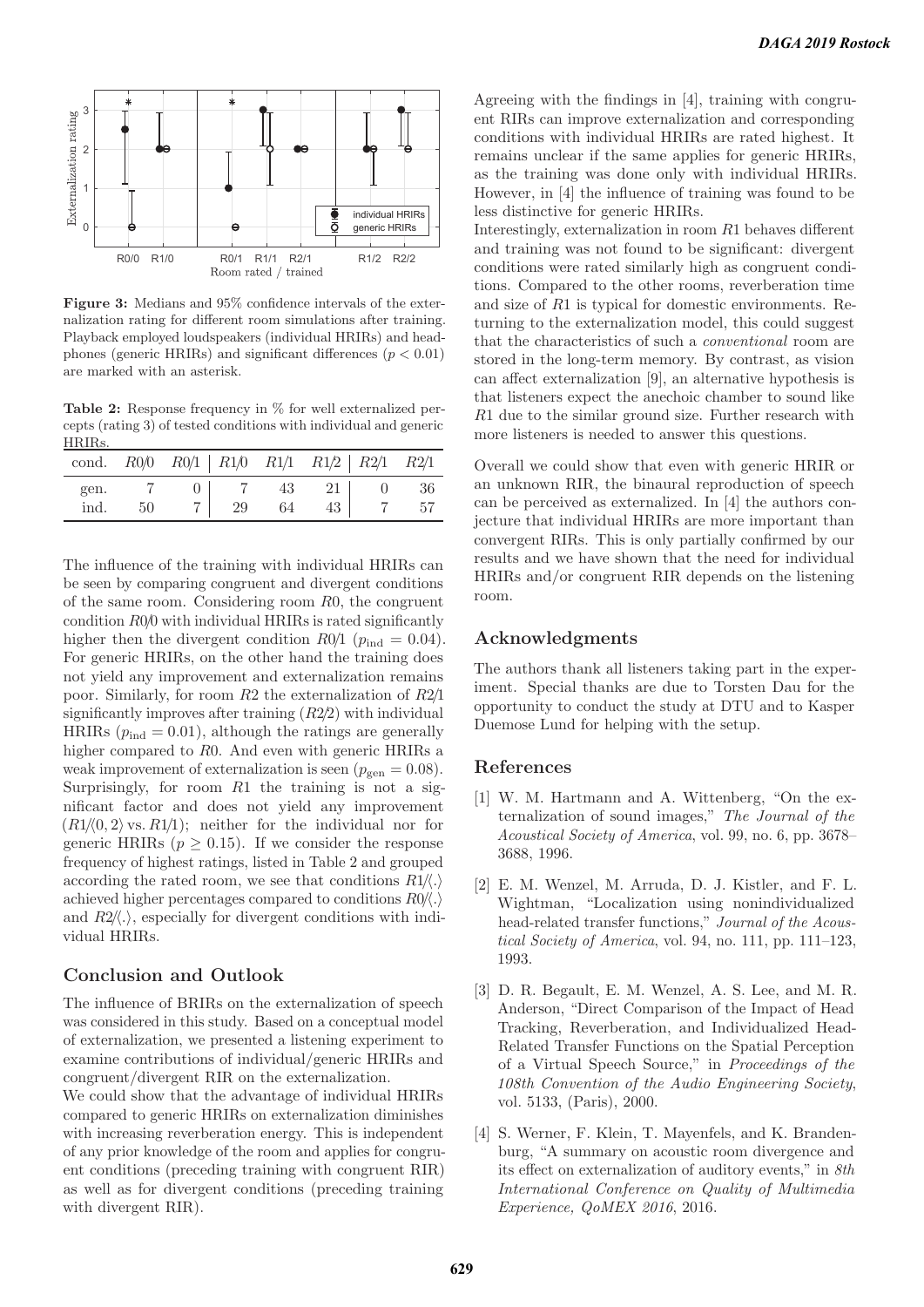**Figure 3:** Medians and 95% confidence intervals of the externalization rating for different room simulations after training. Playback employed loudspeakers (individual HRIRs) and headphones (generic HRIRs) and significant differences ($p < 0.01$) are marked with an asterisk.

**Table 2:** Response frequency in % for well externalized percepts (rating 3) of tested conditions with individual and generic HRIRs.

| cond. | *R0/0* | *R0/1* | *R1/0* | *R1/1* | *R1/2* | *R2/1* | *R2/1* |
|---|---|---|---|---|---|---|---|
| gen. | 7 | 0 | 7 | 43 | 21 | 0 | 36 |
| ind. | 50 | 7 | 29 | 64 | 43 | 7 | 57 |

The influence of the training with individual HRIRs can be seen by comparing congruent and divergent conditions of the same room. Considering room *R*0, the congruent condition *R0/0* with individual HRIRs is rated significantly higher then the divergent condition *R0/1* ($p_{\text{ind}} = 0.04$). For generic HRIRs, on the other hand the training does not yield any improvement and externalization remains poor. Similarly, for room *R*2 the externalization of *R2/1* significantly improves after training (*R2/2*) with individual HRIRs ($p_{\text{ind}} = 0.01$), although the ratings are generally higher compared to *R*0. And even with generic HRIRs a weak improvement of externalization is seen ($p_{\text{gen}} = 0.08$). Surprisingly, for room *R*1 the training is not a significant factor and does not yield any improvement ($R1/\langle 0, 2\rangle$ vs. $R1/1$); neither for the individual nor for generic HRIRs ($p \geq 0.15$). If we consider the response frequency of highest ratings, listed in Table 2 and grouped according the rated room, we see that conditions $R1/\langle . \rangle$ achieved higher percentages compared to conditions $R0/\langle . \rangle$ and $R2/\langle . \rangle$, especially for divergent conditions with individual HRIRs.

## Conclusion and Outlook

The influence of BRIRs on the externalization of speech was considered in this study. Based on a conceptual model of externalization, we presented a listening experiment to examine contributions of individual/generic HRIRs and congruent/divergent RIR on the externalization.

We could show that the advantage of individual HRIRs compared to generic HRIRs on externalization diminishes with increasing reverberation energy. This is independent of any prior knowledge of the room and applies for congruent conditions (preceding training with congruent RIR) as well as for divergent conditions (preceding training with divergent RIR).

Agreeing with the findings in [4], training with congruent RIRs can improve externalization and corresponding conditions with individual HRIRs are rated highest. It remains unclear if the same applies for generic HRIRs, as the training was done only with individual HRIRs. However, in [4] the influence of training was found to be less distinctive for generic HRIRs.

Interestingly, externalization in room *R*1 behaves different and training was not found to be significant: divergent conditions were rated similarly high as congruent conditions. Compared to the other rooms, reverberation time and size of *R*1 is typical for domestic environments. Returning to the externalization model, this could suggest that the characteristics of such a *conventional* room are stored in the long-term memory. By contrast, as vision can affect externalization [9], an alternative hypothesis is that listeners expect the anechoic chamber to sound like *R*1 due to the similar ground size. Further research with more listeners is needed to answer this questions.

Overall we could show that even with generic HRIR or an unknown RIR, the binaural reproduction of speech can be perceived as externalized. In [4] the authors conjecture that individual HRIRs are more important than convergent RIRs. This is only partially confirmed by our results and we have shown that the need for individual HRIRs and/or congruent RIR depends on the listening room.

## Acknowledgments

The authors thank all listeners taking part in the experiment. Special thanks are due to Torsten Dau for the opportunity to conduct the study at DTU and to Kasper Duemose Lund for helping with the setup.

## References

[1] W. M. Hartmann and A. Wittenberg, "On the externalization of sound images," *The Journal of the Acoustical Society of America*, vol. 99, no. 6, pp. 3678–3688, 1996.

[2] E. M. Wenzel, M. Arruda, D. J. Kistler, and F. L. Wightman, "Localization using nonindividualized head-related transfer functions," *Journal of the Acoustical Society of America*, vol. 94, no. 111, pp. 111–123, 1993.

[3] D. R. Begault, E. M. Wenzel, A. S. Lee, and M. R. Anderson, "Direct Comparison of the Impact of Head Tracking, Reverberation, and Individualized Head-Related Transfer Functions on the Spatial Perception of a Virtual Speech Source," in *Proceedings of the 108th Convention of the Audio Engineering Society*, vol. 5133, (Paris), 2000.

[4] S. Werner, F. Klein, T. Mayenfels, and K. Brandenburg, "A summary on acoustic room divergence and its effect on externalization of auditory events," in *8th International Conference on Quality of Multimedia Experience, QoMEX 2016*, 2016.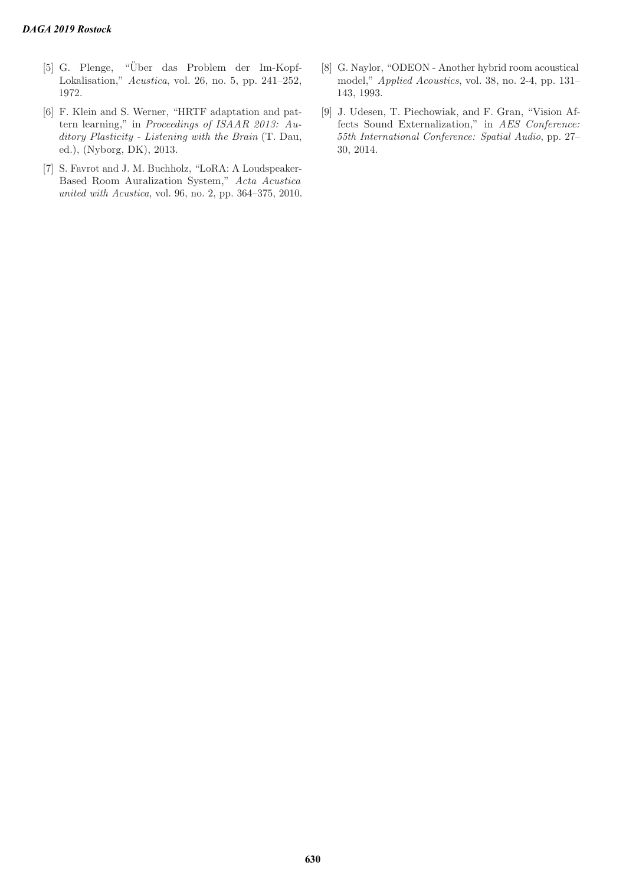[5] G. Plenge, "Über das Problem der Im-Kopf-Lokalisation," *Acustica*, vol. 26, no. 5, pp. 241–252, 1972.

[6] F. Klein and S. Werner, "HRTF adaptation and pattern learning," in *Proceedings of ISAAR 2013: Auditory Plasticity - Listening with the Brain* (T. Dau, ed.), (Nyborg, DK), 2013.

[7] S. Favrot and J. M. Buchholz, "LoRA: A Loudspeaker-Based Room Auralization System," *Acta Acustica united with Acustica*, vol. 96, no. 2, pp. 364–375, 2010.

[8] G. Naylor, "ODEON - Another hybrid room acoustical model," *Applied Acoustics*, vol. 38, no. 2-4, pp. 131–143, 1993.

[9] J. Udesen, T. Piechowiak, and F. Gran, "Vision Affects Sound Externalization," in *AES Conference: 55th International Conference: Spatial Audio*, pp. 27–30, 2014.